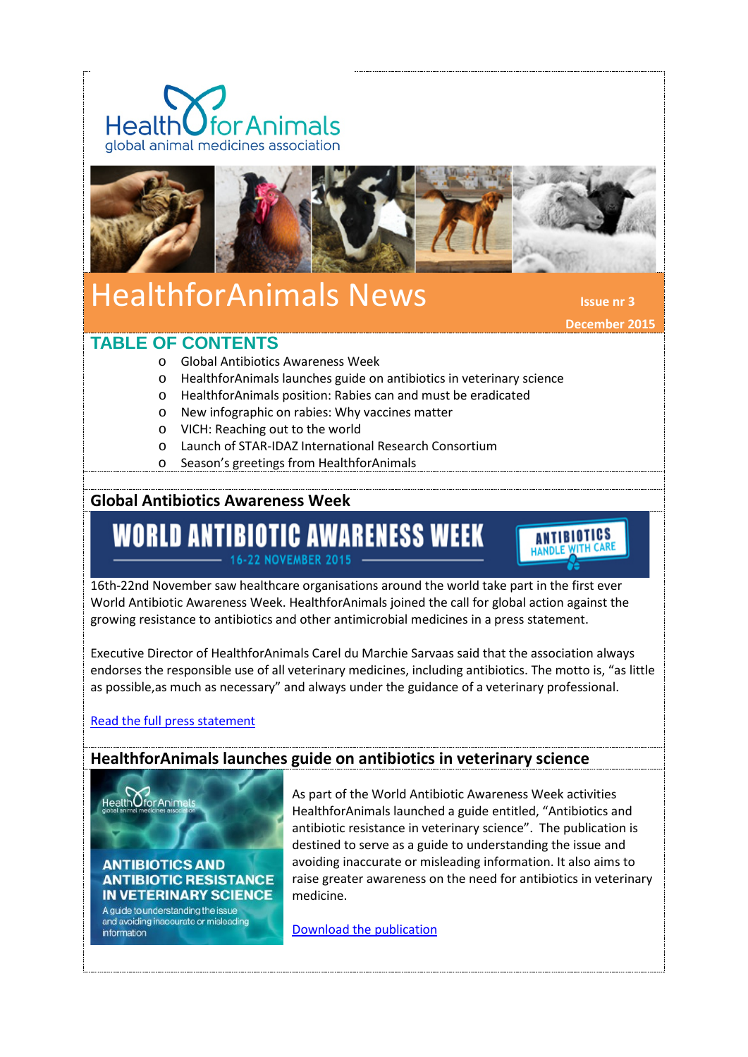HealthforAnimals
global animal medicines association

# HealthforAnimals News

Issue nr 3

December 2015

## TABLE OF CONTENTS

- Global Antibiotics Awareness Week
- HealthforAnimals launches guide on antibiotics in veterinary science
- HealthforAnimals position: Rabies can and must be eradicated
- New infographic on rabies: Why vaccines matter
- VICH: Reaching out to the world
- Launch of STAR-IDAZ International Research Consortium
- Season's greetings from HealthforAnimals

## Global Antibiotics Awareness Week

WORLD ANTIBIOTIC AWARENESS WEEK
16-22 NOVEMBER 2015
ANTIBIOTICS HANDLE WITH CARE

16th-22nd November saw healthcare organisations around the world take part in the first ever World Antibiotic Awareness Week. HealthforAnimals joined the call for global action against the growing resistance to antibiotics and other antimicrobial medicines in a press statement.

Executive Director of HealthforAnimals Carel du Marchie Sarvaas said that the association always endorses the responsible use of all veterinary medicines, including antibiotics. The motto is, "as little as possible,as much as necessary" and always under the guidance of a veterinary professional.

Read the full press statement

## HealthforAnimals launches guide on antibiotics in veterinary science

HealthforAnimals global animal medicines association

ANTIBIOTICS AND ANTIBIOTIC RESISTANCE IN VETERINARY SCIENCE

A guide to understanding the issue and avoiding inaccurate or misleading information

As part of the World Antibiotic Awareness Week activities HealthforAnimals launched a guide entitled, "Antibiotics and antibiotic resistance in veterinary science". The publication is destined to serve as a guide to understanding the issue and avoiding inaccurate or misleading information. It also aims to raise greater awareness on the need for antibiotics in veterinary medicine.

Download the publication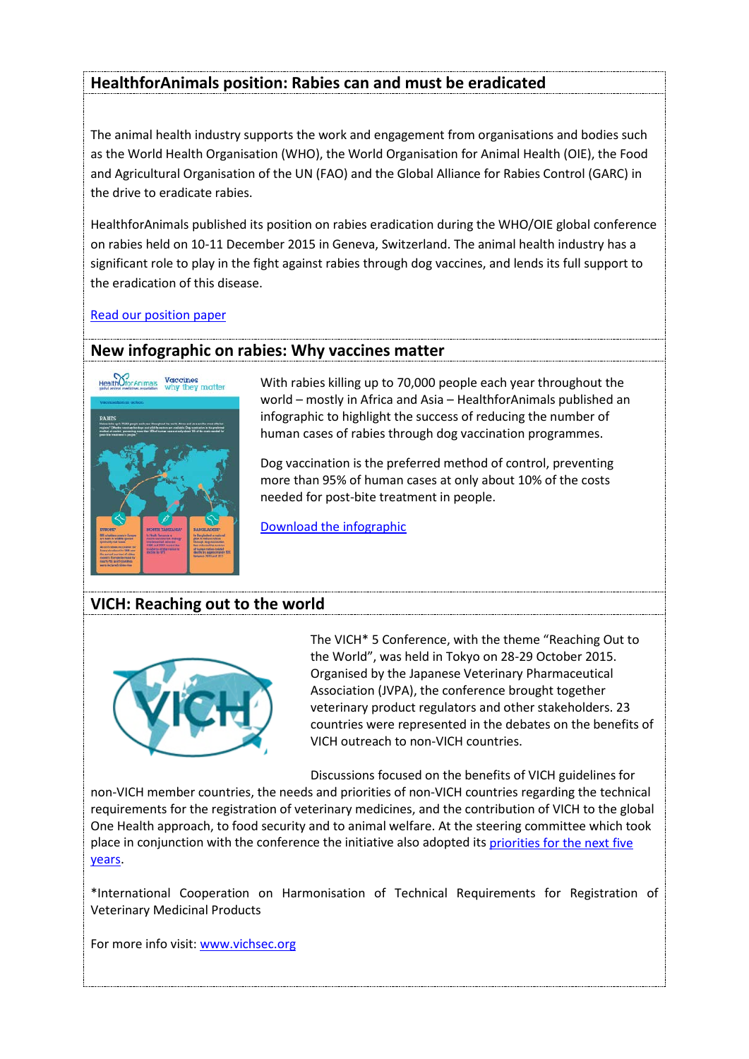## HealthforAnimals position: Rabies can and must be eradicated

The animal health industry supports the work and engagement from organisations and bodies such as the World Health Organisation (WHO), the World Organisation for Animal Health (OIE), the Food and Agricultural Organisation of the UN (FAO) and the Global Alliance for Rabies Control (GARC) in the drive to eradicate rabies.

HealthforAnimals published its position on rabies eradication during the WHO/OIE global conference on rabies held on 10-11 December 2015 in Geneva, Switzerland. The animal health industry has a significant role to play in the fight against rabies through dog vaccines, and lends its full support to the eradication of this disease.

[Read our position paper]

## New infographic on rabies: Why vaccines matter

With rabies killing up to 70,000 people each year throughout the world – mostly in Africa and Asia – HealthforAnimals published an infographic to highlight the success of reducing the number of human cases of rabies through dog vaccination programmes.

Dog vaccination is the preferred method of control, preventing more than 95% of human cases at only about 10% of the costs needed for post-bite treatment in people.

[Download the infographic]

## VICH: Reaching out to the world

The VICH* 5 Conference, with the theme "Reaching Out to the World", was held in Tokyo on 28-29 October 2015. Organised by the Japanese Veterinary Pharmaceutical Association (JVPA), the conference brought together veterinary product regulators and other stakeholders. 23 countries were represented in the debates on the benefits of VICH outreach to non-VICH countries.

Discussions focused on the benefits of VICH guidelines for non-VICH member countries, the needs and priorities of non-VICH countries regarding the technical requirements for the registration of veterinary medicines, and the contribution of VICH to the global One Health approach, to food security and to animal welfare. At the steering committee which took place in conjunction with the conference the initiative also adopted its [priorities for the next five years].

*International Cooperation on Harmonisation of Technical Requirements for Registration of Veterinary Medicinal Products

For more info visit: www.vichsec.org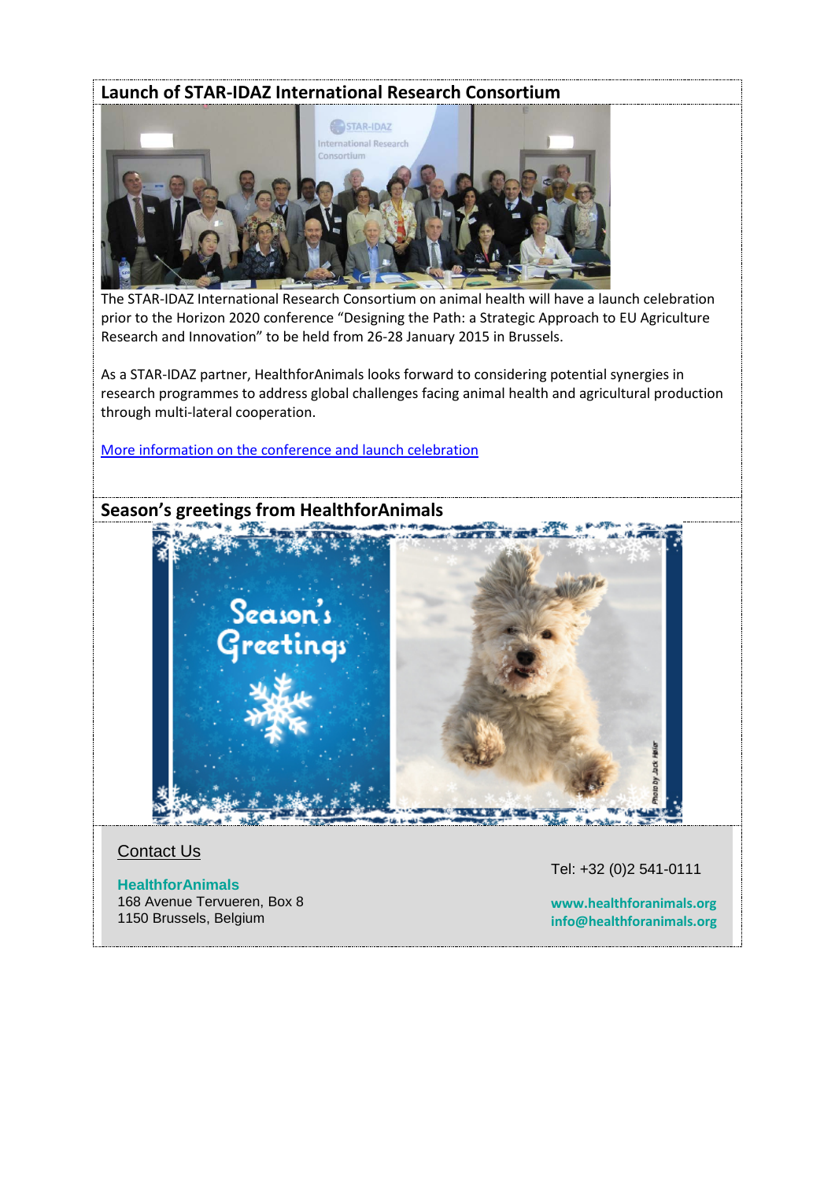## Launch of STAR-IDAZ International Research Consortium

The STAR-IDAZ International Research Consortium on animal health will have a launch celebration prior to the Horizon 2020 conference "Designing the Path: a Strategic Approach to EU Agriculture Research and Innovation" to be held from 26-28 January 2015 in Brussels.

As a STAR-IDAZ partner, HealthforAnimals looks forward to considering potential synergies in research programmes to address global challenges facing animal health and agricultural production through multi-lateral cooperation.

More information on the conference and launch celebration

## Season's greetings from HealthforAnimals

### Contact Us

**HealthforAnimals**
168 Avenue Tervueren, Box 8
1150 Brussels, Belgium

Tel: +32 (0)2 541-0111

**www.healthforanimals.org**
**info@healthforanimals.org**